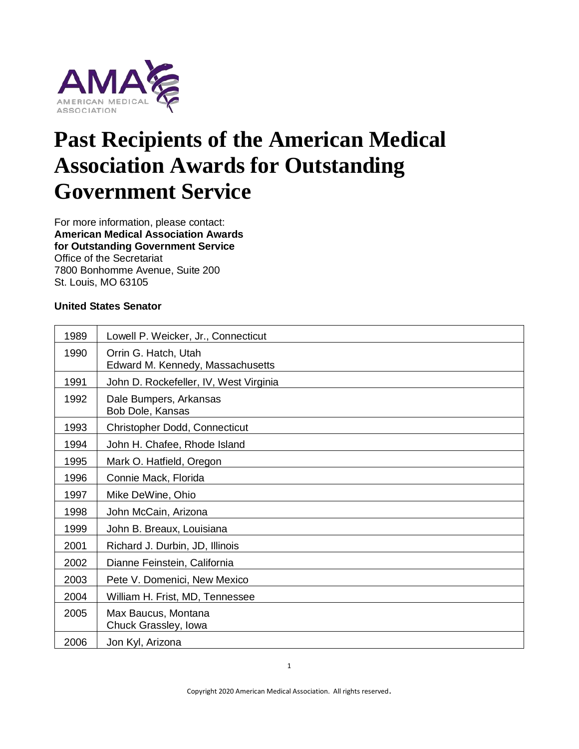# Past Recipients of the American Medical Association Awards for Outstanding Government Service

For more information, please contact:
**American Medical Association Awards for Outstanding Government Service**
Office of the Secretariat
7800 Bonhomme Avenue, Suite 200
St. Louis, MO 63105

**United States Senator**

| Year | Recipient |
|---|---|
| 1989 | Lowell P. Weicker, Jr., Connecticut |
| 1990 | Orrin G. Hatch, Utah<br>Edward M. Kennedy, Massachusetts |
| 1991 | John D. Rockefeller, IV, West Virginia |
| 1992 | Dale Bumpers, Arkansas<br>Bob Dole, Kansas |
| 1993 | Christopher Dodd, Connecticut |
| 1994 | John H. Chafee, Rhode Island |
| 1995 | Mark O. Hatfield, Oregon |
| 1996 | Connie Mack, Florida |
| 1997 | Mike DeWine, Ohio |
| 1998 | John McCain, Arizona |
| 1999 | John B. Breaux, Louisiana |
| 2001 | Richard J. Durbin, JD, Illinois |
| 2002 | Dianne Feinstein, California |
| 2003 | Pete V. Domenici, New Mexico |
| 2004 | William H. Frist, MD, Tennessee |
| 2005 | Max Baucus, Montana<br>Chuck Grassley, Iowa |
| 2006 | Jon Kyl, Arizona |

Copyright 2020 American Medical Association. All rights reserved.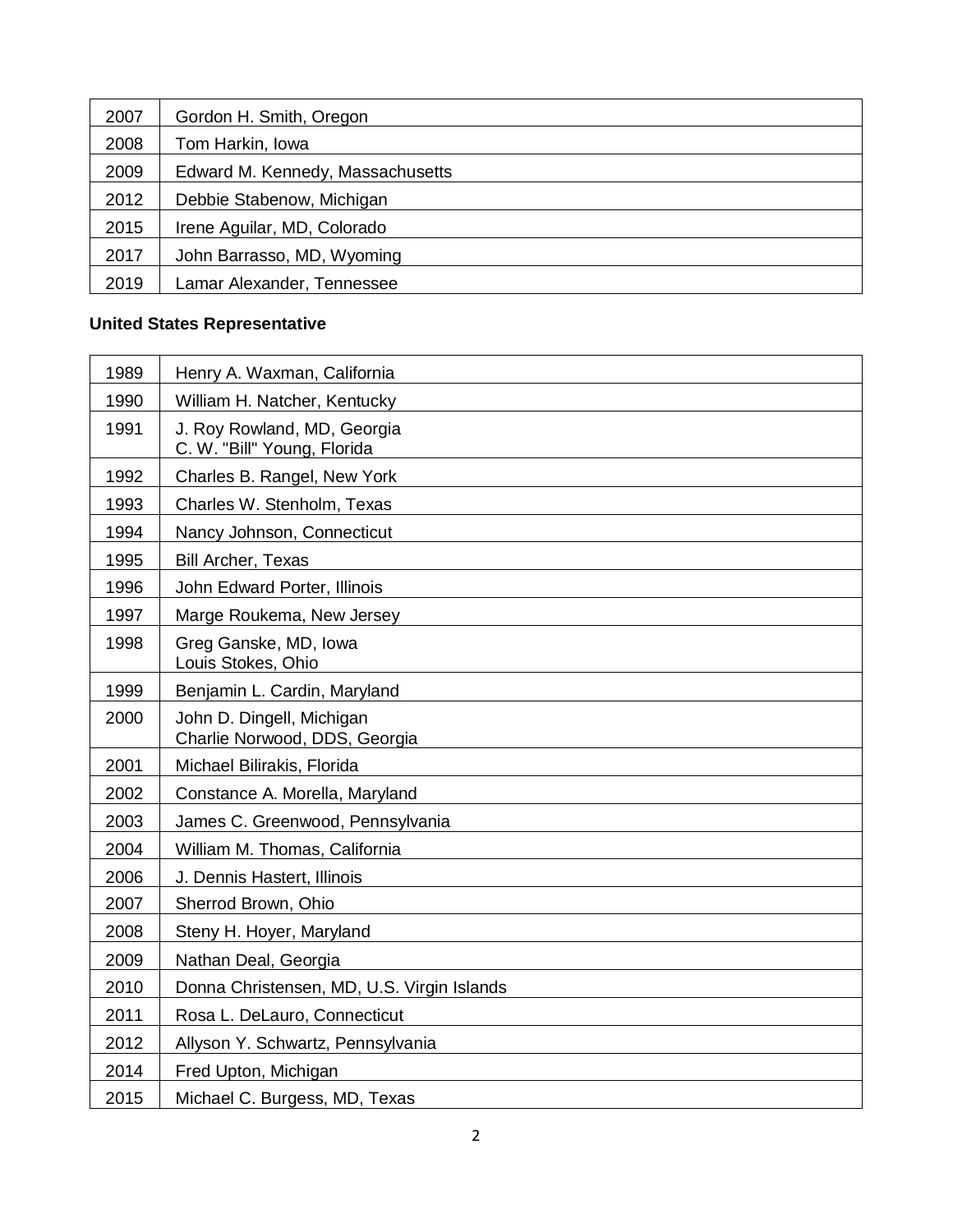| | |
|---|---|
| 2007 | Gordon H. Smith, Oregon |
| 2008 | Tom Harkin, Iowa |
| 2009 | Edward M. Kennedy, Massachusetts |
| 2012 | Debbie Stabenow, Michigan |
| 2015 | Irene Aguilar, MD, Colorado |
| 2017 | John Barrasso, MD, Wyoming |
| 2019 | Lamar Alexander, Tennessee |

**United States Representative**

| | |
|---|---|
| 1989 | Henry A. Waxman, California |
| 1990 | William H. Natcher, Kentucky |
| 1991 | J. Roy Rowland, MD, Georgia<br>C. W. "Bill" Young, Florida |
| 1992 | Charles B. Rangel, New York |
| 1993 | Charles W. Stenholm, Texas |
| 1994 | Nancy Johnson, Connecticut |
| 1995 | Bill Archer, Texas |
| 1996 | John Edward Porter, Illinois |
| 1997 | Marge Roukema, New Jersey |
| 1998 | Greg Ganske, MD, Iowa<br>Louis Stokes, Ohio |
| 1999 | Benjamin L. Cardin, Maryland |
| 2000 | John D. Dingell, Michigan<br>Charlie Norwood, DDS, Georgia |
| 2001 | Michael Bilirakis, Florida |
| 2002 | Constance A. Morella, Maryland |
| 2003 | James C. Greenwood, Pennsylvania |
| 2004 | William M. Thomas, California |
| 2006 | J. Dennis Hastert, Illinois |
| 2007 | Sherrod Brown, Ohio |
| 2008 | Steny H. Hoyer, Maryland |
| 2009 | Nathan Deal, Georgia |
| 2010 | Donna Christensen, MD, U.S. Virgin Islands |
| 2011 | Rosa L. DeLauro, Connecticut |
| 2012 | Allyson Y. Schwartz, Pennsylvania |
| 2014 | Fred Upton, Michigan |
| 2015 | Michael C. Burgess, MD, Texas |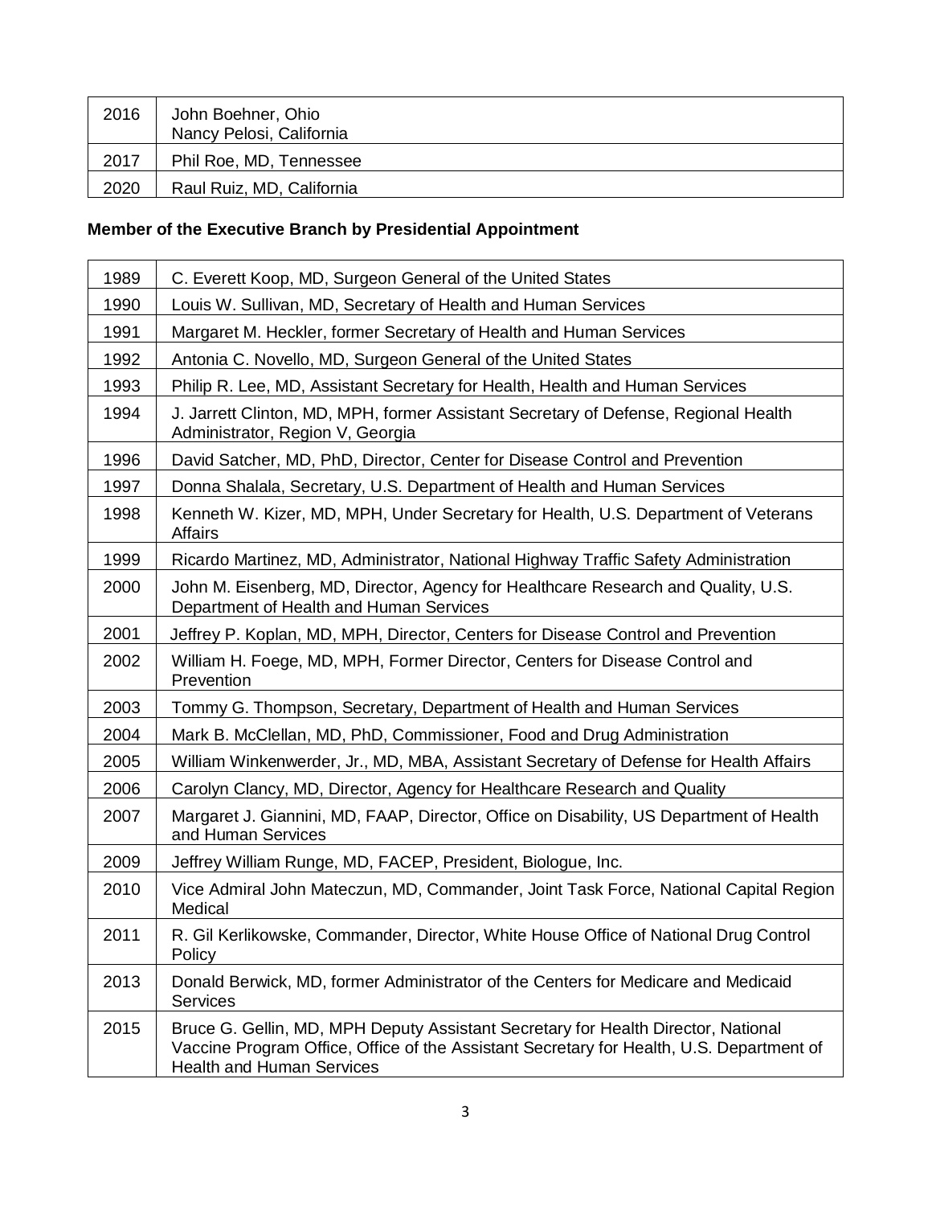| | |
|---|---|
| 2016 | John Boehner, Ohio<br>Nancy Pelosi, California |
| 2017 | Phil Roe, MD, Tennessee |
| 2020 | Raul Ruiz, MD, California |

**Member of the Executive Branch by Presidential Appointment**

| | |
|---|---|
| 1989 | C. Everett Koop, MD, Surgeon General of the United States |
| 1990 | Louis W. Sullivan, MD, Secretary of Health and Human Services |
| 1991 | Margaret M. Heckler, former Secretary of Health and Human Services |
| 1992 | Antonia C. Novello, MD, Surgeon General of the United States |
| 1993 | Philip R. Lee, MD, Assistant Secretary for Health, Health and Human Services |
| 1994 | J. Jarrett Clinton, MD, MPH, former Assistant Secretary of Defense, Regional Health Administrator, Region V, Georgia |
| 1996 | David Satcher, MD, PhD, Director, Center for Disease Control and Prevention |
| 1997 | Donna Shalala, Secretary, U.S. Department of Health and Human Services |
| 1998 | Kenneth W. Kizer, MD, MPH, Under Secretary for Health, U.S. Department of Veterans Affairs |
| 1999 | Ricardo Martinez, MD, Administrator, National Highway Traffic Safety Administration |
| 2000 | John M. Eisenberg, MD, Director, Agency for Healthcare Research and Quality, U.S. Department of Health and Human Services |
| 2001 | Jeffrey P. Koplan, MD, MPH, Director, Centers for Disease Control and Prevention |
| 2002 | William H. Foege, MD, MPH, Former Director, Centers for Disease Control and Prevention |
| 2003 | Tommy G. Thompson, Secretary, Department of Health and Human Services |
| 2004 | Mark B. McClellan, MD, PhD, Commissioner, Food and Drug Administration |
| 2005 | William Winkenwerder, Jr., MD, MBA, Assistant Secretary of Defense for Health Affairs |
| 2006 | Carolyn Clancy, MD, Director, Agency for Healthcare Research and Quality |
| 2007 | Margaret J. Giannini, MD, FAAP, Director, Office on Disability, US Department of Health and Human Services |
| 2009 | Jeffrey William Runge, MD, FACEP, President, Biologue, Inc. |
| 2010 | Vice Admiral John Mateczun, MD, Commander, Joint Task Force, National Capital Region Medical |
| 2011 | R. Gil Kerlikowske, Commander, Director, White House Office of National Drug Control Policy |
| 2013 | Donald Berwick, MD, former Administrator of the Centers for Medicare and Medicaid Services |
| 2015 | Bruce G. Gellin, MD, MPH Deputy Assistant Secretary for Health Director, National Vaccine Program Office, Office of the Assistant Secretary for Health, U.S. Department of Health and Human Services |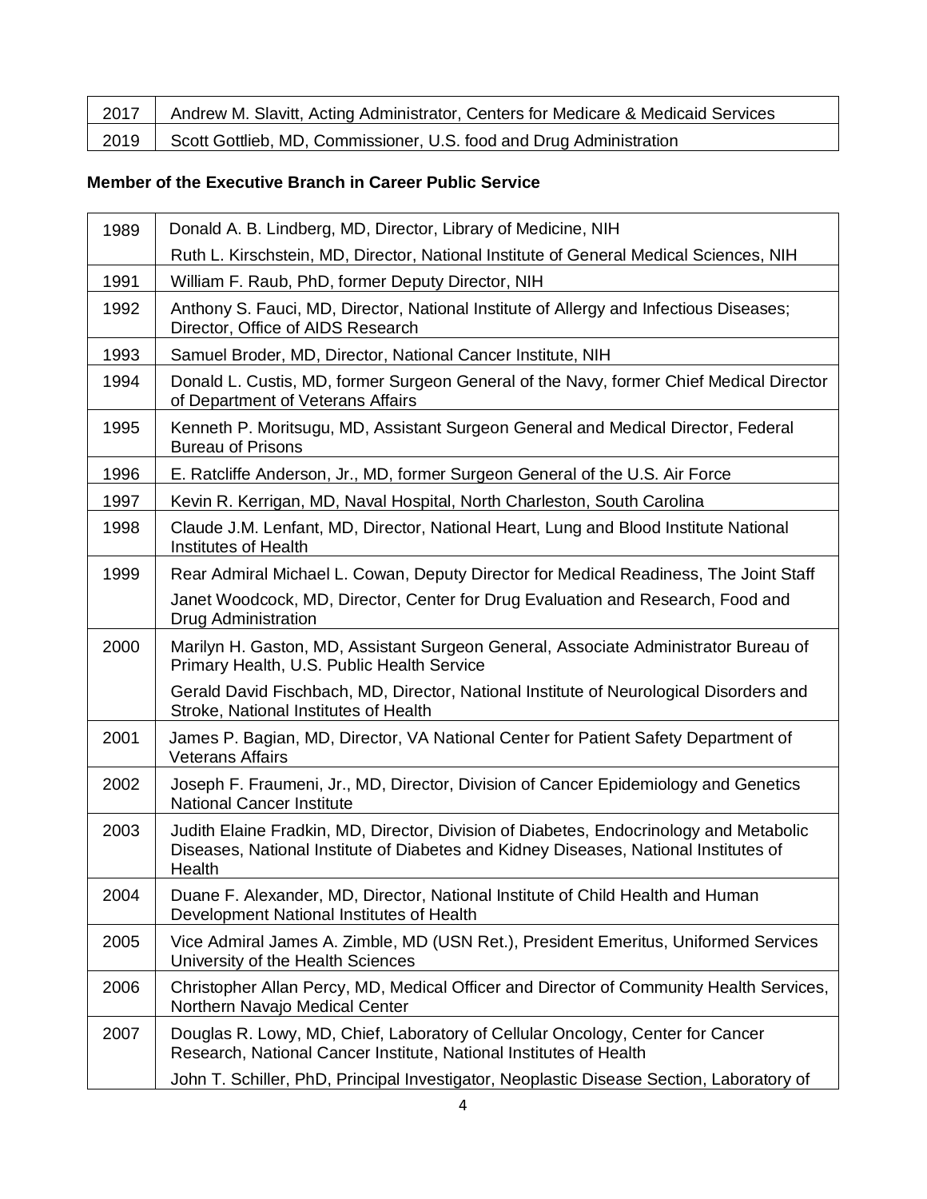| | |
|---|---|
| 2017 | Andrew M. Slavitt, Acting Administrator, Centers for Medicare & Medicaid Services |
| 2019 | Scott Gottlieb, MD, Commissioner, U.S. food and Drug Administration |

**Member of the Executive Branch in Career Public Service**

| | |
|---|---|
| 1989 | Donald A. B. Lindberg, MD, Director, Library of Medicine, NIH<br>Ruth L. Kirschstein, MD, Director, National Institute of General Medical Sciences, NIH |
| 1991 | William F. Raub, PhD, former Deputy Director, NIH |
| 1992 | Anthony S. Fauci, MD, Director, National Institute of Allergy and Infectious Diseases; Director, Office of AIDS Research |
| 1993 | Samuel Broder, MD, Director, National Cancer Institute, NIH |
| 1994 | Donald L. Custis, MD, former Surgeon General of the Navy, former Chief Medical Director of Department of Veterans Affairs |
| 1995 | Kenneth P. Moritsugu, MD, Assistant Surgeon General and Medical Director, Federal Bureau of Prisons |
| 1996 | E. Ratcliffe Anderson, Jr., MD, former Surgeon General of the U.S. Air Force |
| 1997 | Kevin R. Kerrigan, MD, Naval Hospital, North Charleston, South Carolina |
| 1998 | Claude J.M. Lenfant, MD, Director, National Heart, Lung and Blood Institute National Institutes of Health |
| 1999 | Rear Admiral Michael L. Cowan, Deputy Director for Medical Readiness, The Joint Staff<br>Janet Woodcock, MD, Director, Center for Drug Evaluation and Research, Food and Drug Administration |
| 2000 | Marilyn H. Gaston, MD, Assistant Surgeon General, Associate Administrator Bureau of Primary Health, U.S. Public Health Service<br>Gerald David Fischbach, MD, Director, National Institute of Neurological Disorders and Stroke, National Institutes of Health |
| 2001 | James P. Bagian, MD, Director, VA National Center for Patient Safety Department of Veterans Affairs |
| 2002 | Joseph F. Fraumeni, Jr., MD, Director, Division of Cancer Epidemiology and Genetics National Cancer Institute |
| 2003 | Judith Elaine Fradkin, MD, Director, Division of Diabetes, Endocrinology and Metabolic Diseases, National Institute of Diabetes and Kidney Diseases, National Institutes of Health |
| 2004 | Duane F. Alexander, MD, Director, National Institute of Child Health and Human Development National Institutes of Health |
| 2005 | Vice Admiral James A. Zimble, MD (USN Ret.), President Emeritus, Uniformed Services University of the Health Sciences |
| 2006 | Christopher Allan Percy, MD, Medical Officer and Director of Community Health Services, Northern Navajo Medical Center |
| 2007 | Douglas R. Lowy, MD, Chief, Laboratory of Cellular Oncology, Center for Cancer Research, National Cancer Institute, National Institutes of Health<br>John T. Schiller, PhD, Principal Investigator, Neoplastic Disease Section, Laboratory of |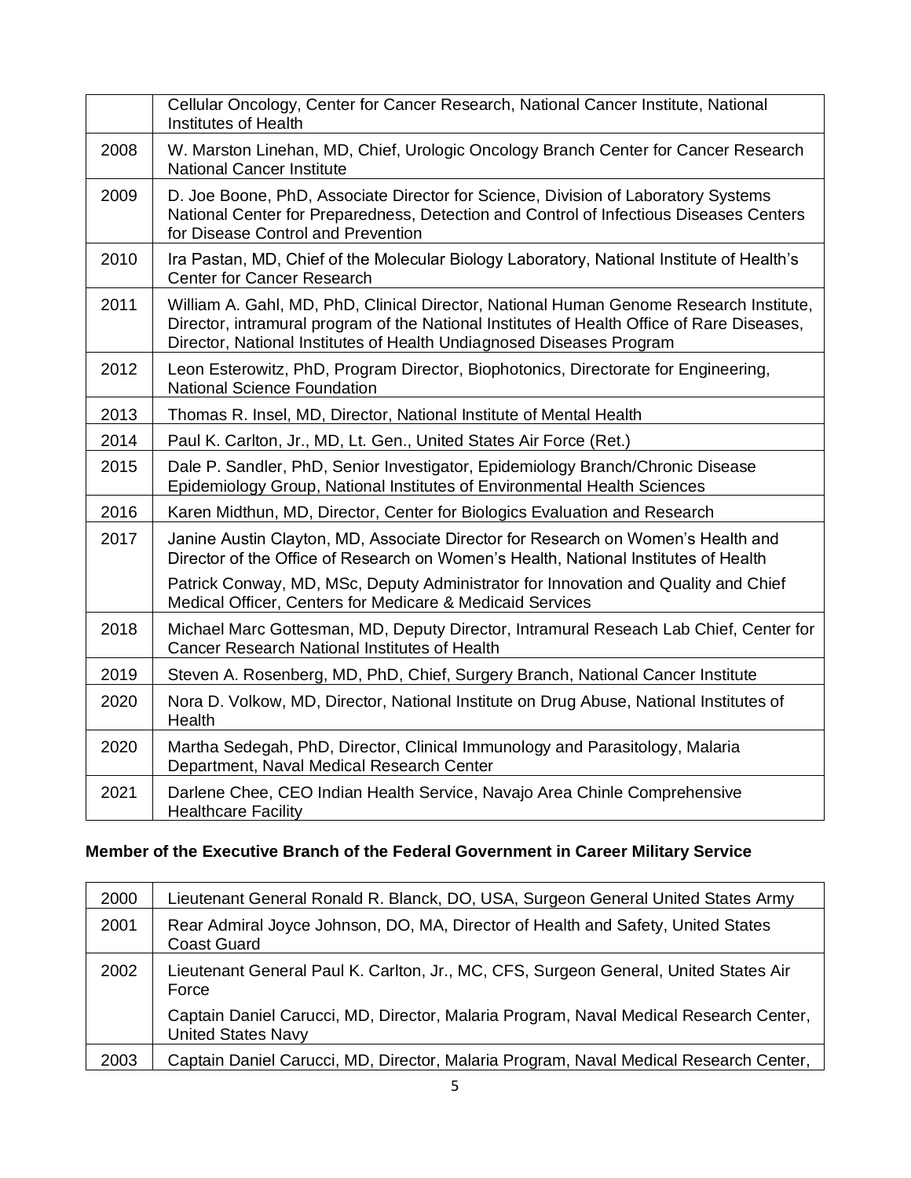| | |
|---|---|
| | Cellular Oncology, Center for Cancer Research, National Cancer Institute, National Institutes of Health |
| 2008 | W. Marston Linehan, MD, Chief, Urologic Oncology Branch Center for Cancer Research National Cancer Institute |
| 2009 | D. Joe Boone, PhD, Associate Director for Science, Division of Laboratory Systems National Center for Preparedness, Detection and Control of Infectious Diseases Centers for Disease Control and Prevention |
| 2010 | Ira Pastan, MD, Chief of the Molecular Biology Laboratory, National Institute of Health's Center for Cancer Research |
| 2011 | William A. Gahl, MD, PhD, Clinical Director, National Human Genome Research Institute, Director, intramural program of the National Institutes of Health Office of Rare Diseases, Director, National Institutes of Health Undiagnosed Diseases Program |
| 2012 | Leon Esterowitz, PhD, Program Director, Biophotonics, Directorate for Engineering, National Science Foundation |
| 2013 | Thomas R. Insel, MD, Director, National Institute of Mental Health |
| 2014 | Paul K. Carlton, Jr., MD, Lt. Gen., United States Air Force (Ret.) |
| 2015 | Dale P. Sandler, PhD, Senior Investigator, Epidemiology Branch/Chronic Disease Epidemiology Group, National Institutes of Environmental Health Sciences |
| 2016 | Karen Midthun, MD, Director, Center for Biologics Evaluation and Research |
| 2017 | Janine Austin Clayton, MD, Associate Director for Research on Women's Health and Director of the Office of Research on Women's Health, National Institutes of Health<br>Patrick Conway, MD, MSc, Deputy Administrator for Innovation and Quality and Chief Medical Officer, Centers for Medicare & Medicaid Services |
| 2018 | Michael Marc Gottesman, MD, Deputy Director, Intramural Reseach Lab Chief, Center for Cancer Research National Institutes of Health |
| 2019 | Steven A. Rosenberg, MD, PhD, Chief, Surgery Branch, National Cancer Institute |
| 2020 | Nora D. Volkow, MD, Director, National Institute on Drug Abuse, National Institutes of Health |
| 2020 | Martha Sedegah, PhD, Director, Clinical Immunology and Parasitology, Malaria Department, Naval Medical Research Center |
| 2021 | Darlene Chee, CEO Indian Health Service, Navajo Area Chinle Comprehensive Healthcare Facility |

**Member of the Executive Branch of the Federal Government in Career Military Service**

| | |
|---|---|
| 2000 | Lieutenant General Ronald R. Blanck, DO, USA, Surgeon General United States Army |
| 2001 | Rear Admiral Joyce Johnson, DO, MA, Director of Health and Safety, United States Coast Guard |
| 2002 | Lieutenant General Paul K. Carlton, Jr., MC, CFS, Surgeon General, United States Air Force<br>Captain Daniel Carucci, MD, Director, Malaria Program, Naval Medical Research Center, United States Navy |
| 2003 | Captain Daniel Carucci, MD, Director, Malaria Program, Naval Medical Research Center, |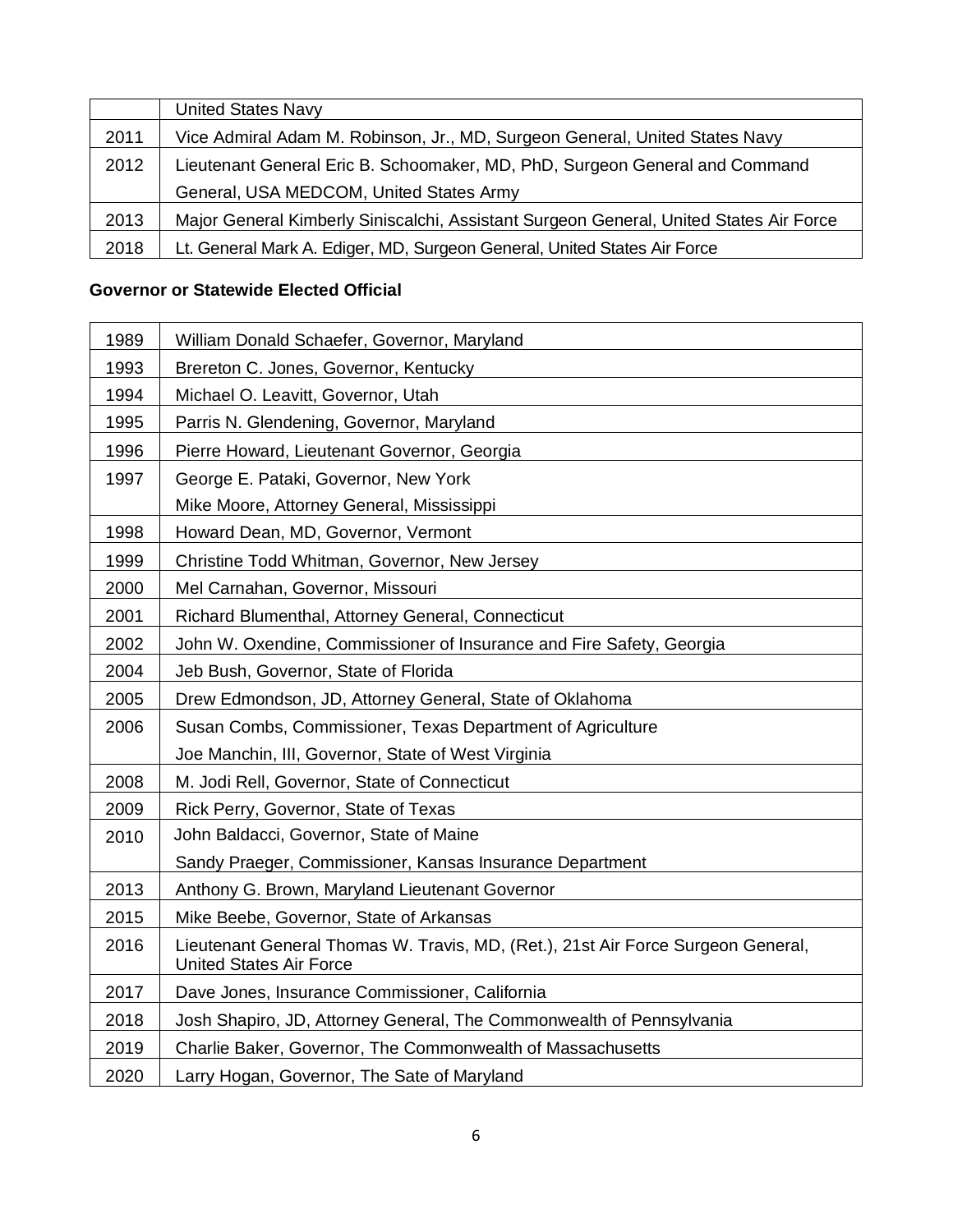| | |
|---|---|
| | United States Navy |
| 2011 | Vice Admiral Adam M. Robinson, Jr., MD, Surgeon General, United States Navy |
| 2012 | Lieutenant General Eric B. Schoomaker, MD, PhD, Surgeon General and Command General, USA MEDCOM, United States Army |
| 2013 | Major General Kimberly Siniscalchi, Assistant Surgeon General, United States Air Force |
| 2018 | Lt. General Mark A. Ediger, MD, Surgeon General, United States Air Force |

**Governor or Statewide Elected Official**

| | |
|---|---|
| 1989 | William Donald Schaefer, Governor, Maryland |
| 1993 | Brereton C. Jones, Governor, Kentucky |
| 1994 | Michael O. Leavitt, Governor, Utah |
| 1995 | Parris N. Glendening, Governor, Maryland |
| 1996 | Pierre Howard, Lieutenant Governor, Georgia |
| 1997 | George E. Pataki, Governor, New York<br>Mike Moore, Attorney General, Mississippi |
| 1998 | Howard Dean, MD, Governor, Vermont |
| 1999 | Christine Todd Whitman, Governor, New Jersey |
| 2000 | Mel Carnahan, Governor, Missouri |
| 2001 | Richard Blumenthal, Attorney General, Connecticut |
| 2002 | John W. Oxendine, Commissioner of Insurance and Fire Safety, Georgia |
| 2004 | Jeb Bush, Governor, State of Florida |
| 2005 | Drew Edmondson, JD, Attorney General, State of Oklahoma |
| 2006 | Susan Combs, Commissioner, Texas Department of Agriculture<br>Joe Manchin, III, Governor, State of West Virginia |
| 2008 | M. Jodi Rell, Governor, State of Connecticut |
| 2009 | Rick Perry, Governor, State of Texas |
| 2010 | John Baldacci, Governor, State of Maine<br>Sandy Praeger, Commissioner, Kansas Insurance Department |
| 2013 | Anthony G. Brown, Maryland Lieutenant Governor |
| 2015 | Mike Beebe, Governor, State of Arkansas |
| 2016 | Lieutenant General Thomas W. Travis, MD, (Ret.), 21st Air Force Surgeon General, United States Air Force |
| 2017 | Dave Jones, Insurance Commissioner, California |
| 2018 | Josh Shapiro, JD, Attorney General, The Commonwealth of Pennsylvania |
| 2019 | Charlie Baker, Governor, The Commonwealth of Massachusetts |
| 2020 | Larry Hogan, Governor, The Sate of Maryland |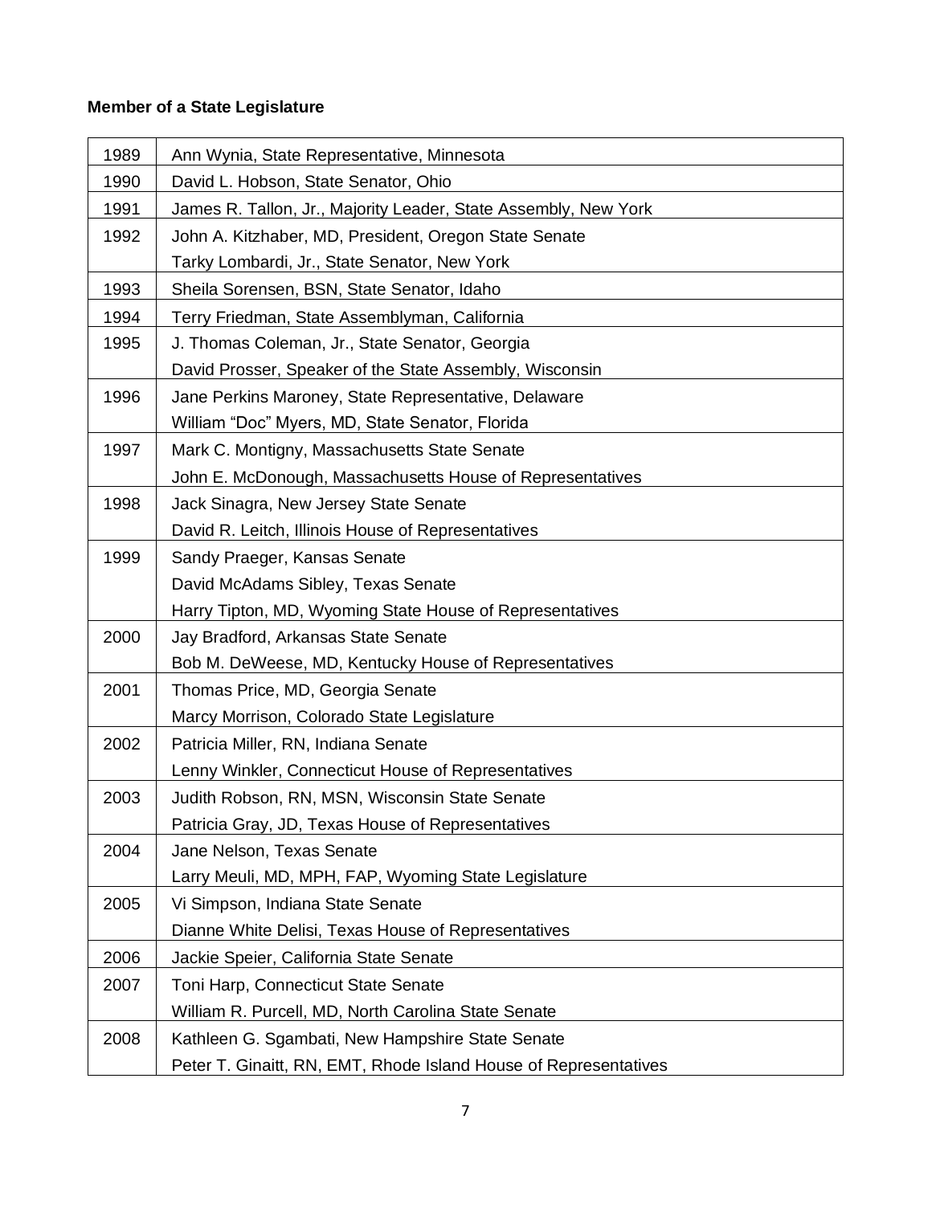**Member of a State Legislature**

| | |
|---|---|
| 1989 | Ann Wynia, State Representative, Minnesota |
| 1990 | David L. Hobson, State Senator, Ohio |
| 1991 | James R. Tallon, Jr., Majority Leader, State Assembly, New York |
| 1992 | John A. Kitzhaber, MD, President, Oregon State Senate<br>Tarky Lombardi, Jr., State Senator, New York |
| 1993 | Sheila Sorensen, BSN, State Senator, Idaho |
| 1994 | Terry Friedman, State Assemblyman, California |
| 1995 | J. Thomas Coleman, Jr., State Senator, Georgia<br>David Prosser, Speaker of the State Assembly, Wisconsin |
| 1996 | Jane Perkins Maroney, State Representative, Delaware<br>William "Doc" Myers, MD, State Senator, Florida |
| 1997 | Mark C. Montigny, Massachusetts State Senate<br>John E. McDonough, Massachusetts House of Representatives |
| 1998 | Jack Sinagra, New Jersey State Senate<br>David R. Leitch, Illinois House of Representatives |
| 1999 | Sandy Praeger, Kansas Senate<br>David McAdams Sibley, Texas Senate<br>Harry Tipton, MD, Wyoming State House of Representatives |
| 2000 | Jay Bradford, Arkansas State Senate<br>Bob M. DeWeese, MD, Kentucky House of Representatives |
| 2001 | Thomas Price, MD, Georgia Senate<br>Marcy Morrison, Colorado State Legislature |
| 2002 | Patricia Miller, RN, Indiana Senate<br>Lenny Winkler, Connecticut House of Representatives |
| 2003 | Judith Robson, RN, MSN, Wisconsin State Senate<br>Patricia Gray, JD, Texas House of Representatives |
| 2004 | Jane Nelson, Texas Senate<br>Larry Meuli, MD, MPH, FAP, Wyoming State Legislature |
| 2005 | Vi Simpson, Indiana State Senate<br>Dianne White Delisi, Texas House of Representatives |
| 2006 | Jackie Speier, California State Senate |
| 2007 | Toni Harp, Connecticut State Senate<br>William R. Purcell, MD, North Carolina State Senate |
| 2008 | Kathleen G. Sgambati, New Hampshire State Senate<br>Peter T. Ginaitt, RN, EMT, Rhode Island House of Representatives |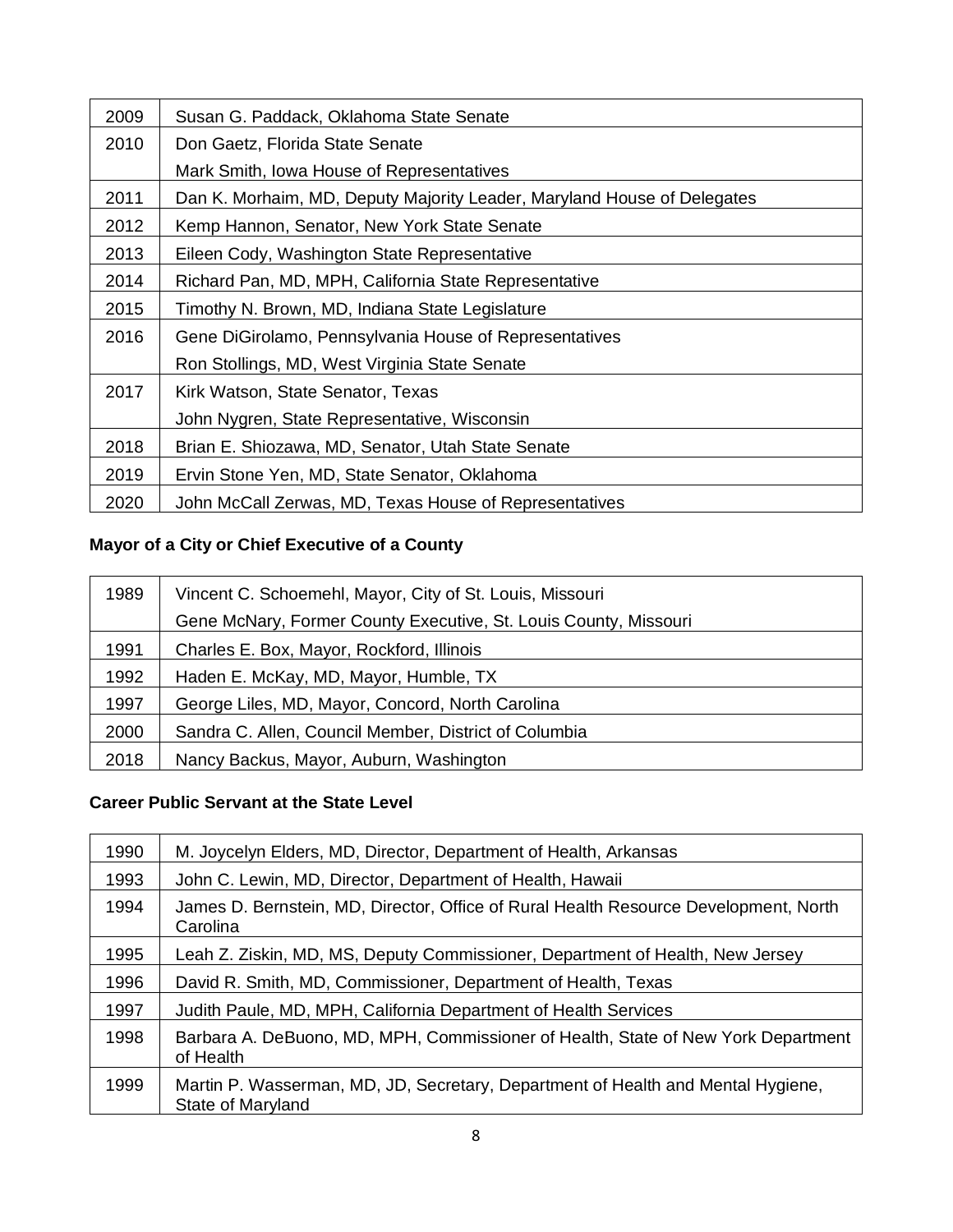| Year | Recipient |
| --- | --- |
| 2009 | Susan G. Paddack, Oklahoma State Senate |
| 2010 | Don Gaetz, Florida State Senate<br>Mark Smith, Iowa House of Representatives |
| 2011 | Dan K. Morhaim, MD, Deputy Majority Leader, Maryland House of Delegates |
| 2012 | Kemp Hannon, Senator, New York State Senate |
| 2013 | Eileen Cody, Washington State Representative |
| 2014 | Richard Pan, MD, MPH, California State Representative |
| 2015 | Timothy N. Brown, MD, Indiana State Legislature |
| 2016 | Gene DiGirolamo, Pennsylvania House of Representatives<br>Ron Stollings, MD, West Virginia State Senate |
| 2017 | Kirk Watson, State Senator, Texas<br>John Nygren, State Representative, Wisconsin |
| 2018 | Brian E. Shiozawa, MD, Senator, Utah State Senate |
| 2019 | Ervin Stone Yen, MD, State Senator, Oklahoma |
| 2020 | John McCall Zerwas, MD, Texas House of Representatives |

**Mayor of a City or Chief Executive of a County**

| Year | Recipient |
| --- | --- |
| 1989 | Vincent C. Schoemehl, Mayor, City of St. Louis, Missouri<br>Gene McNary, Former County Executive, St. Louis County, Missouri |
| 1991 | Charles E. Box, Mayor, Rockford, Illinois |
| 1992 | Haden E. McKay, MD, Mayor, Humble, TX |
| 1997 | George Liles, MD, Mayor, Concord, North Carolina |
| 2000 | Sandra C. Allen, Council Member, District of Columbia |
| 2018 | Nancy Backus, Mayor, Auburn, Washington |

**Career Public Servant at the State Level**

| Year | Recipient |
| --- | --- |
| 1990 | M. Joycelyn Elders, MD, Director, Department of Health, Arkansas |
| 1993 | John C. Lewin, MD, Director, Department of Health, Hawaii |
| 1994 | James D. Bernstein, MD, Director, Office of Rural Health Resource Development, North Carolina |
| 1995 | Leah Z. Ziskin, MD, MS, Deputy Commissioner, Department of Health, New Jersey |
| 1996 | David R. Smith, MD, Commissioner, Department of Health, Texas |
| 1997 | Judith Paule, MD, MPH, California Department of Health Services |
| 1998 | Barbara A. DeBuono, MD, MPH, Commissioner of Health, State of New York Department of Health |
| 1999 | Martin P. Wasserman, MD, JD, Secretary, Department of Health and Mental Hygiene, State of Maryland |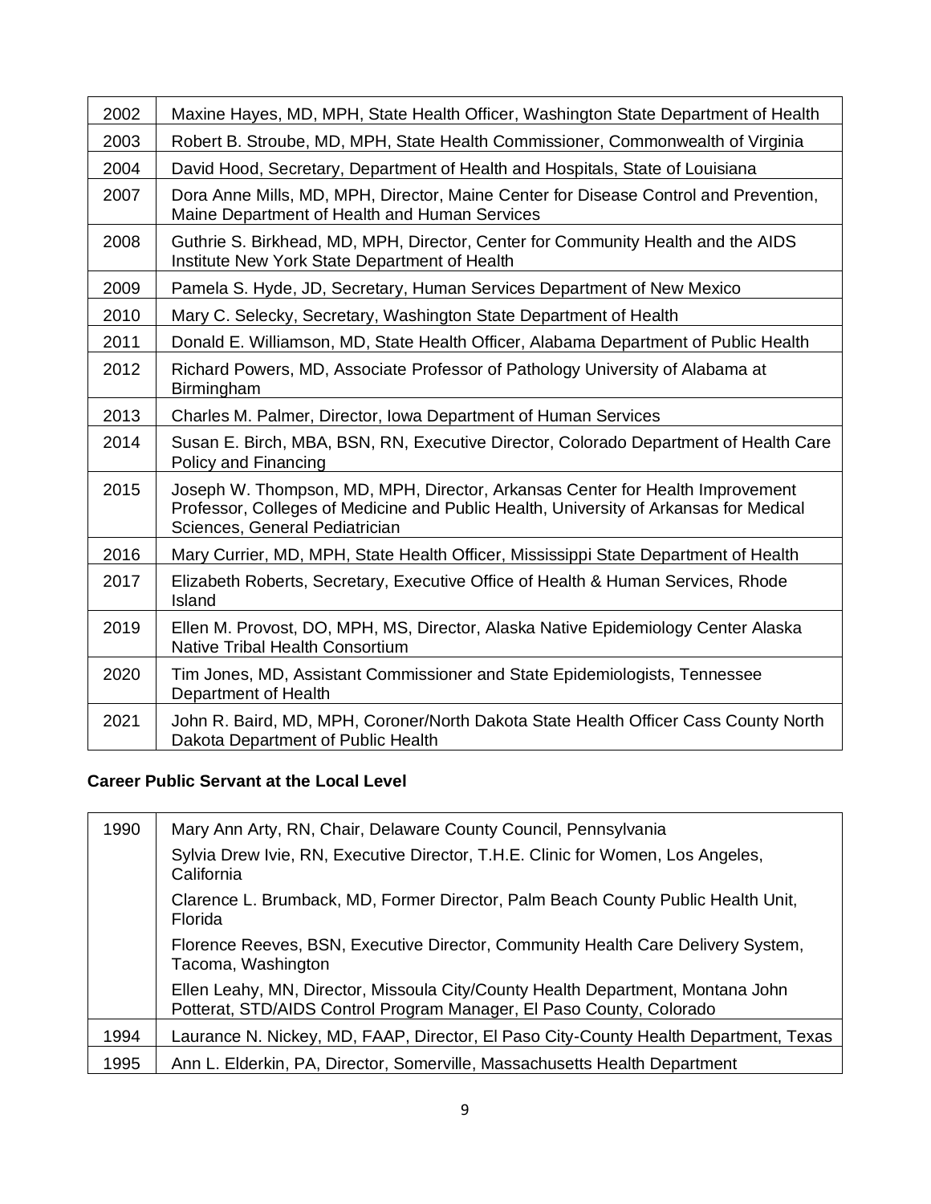| | |
|---|---|
| 2002 | Maxine Hayes, MD, MPH, State Health Officer, Washington State Department of Health |
| 2003 | Robert B. Stroube, MD, MPH, State Health Commissioner, Commonwealth of Virginia |
| 2004 | David Hood, Secretary, Department of Health and Hospitals, State of Louisiana |
| 2007 | Dora Anne Mills, MD, MPH, Director, Maine Center for Disease Control and Prevention, Maine Department of Health and Human Services |
| 2008 | Guthrie S. Birkhead, MD, MPH, Director, Center for Community Health and the AIDS Institute New York State Department of Health |
| 2009 | Pamela S. Hyde, JD, Secretary, Human Services Department of New Mexico |
| 2010 | Mary C. Selecky, Secretary, Washington State Department of Health |
| 2011 | Donald E. Williamson, MD, State Health Officer, Alabama Department of Public Health |
| 2012 | Richard Powers, MD, Associate Professor of Pathology University of Alabama at Birmingham |
| 2013 | Charles M. Palmer, Director, Iowa Department of Human Services |
| 2014 | Susan E. Birch, MBA, BSN, RN, Executive Director, Colorado Department of Health Care Policy and Financing |
| 2015 | Joseph W. Thompson, MD, MPH, Director, Arkansas Center for Health Improvement Professor, Colleges of Medicine and Public Health, University of Arkansas for Medical Sciences, General Pediatrician |
| 2016 | Mary Currier, MD, MPH, State Health Officer, Mississippi State Department of Health |
| 2017 | Elizabeth Roberts, Secretary, Executive Office of Health & Human Services, Rhode Island |
| 2019 | Ellen M. Provost, DO, MPH, MS, Director, Alaska Native Epidemiology Center Alaska Native Tribal Health Consortium |
| 2020 | Tim Jones, MD, Assistant Commissioner and State Epidemiologists, Tennessee Department of Health |
| 2021 | John R. Baird, MD, MPH, Coroner/North Dakota State Health Officer Cass County North Dakota Department of Public Health |

**Career Public Servant at the Local Level**

| | |
|---|---|
| 1990 | Mary Ann Arty, RN, Chair, Delaware County Council, Pennsylvania<br>Sylvia Drew Ivie, RN, Executive Director, T.H.E. Clinic for Women, Los Angeles, California<br>Clarence L. Brumback, MD, Former Director, Palm Beach County Public Health Unit, Florida<br>Florence Reeves, BSN, Executive Director, Community Health Care Delivery System, Tacoma, Washington<br>Ellen Leahy, MN, Director, Missoula City/County Health Department, Montana John Potterat, STD/AIDS Control Program Manager, El Paso County, Colorado |
| 1994 | Laurance N. Nickey, MD, FAAP, Director, El Paso City-County Health Department, Texas |
| 1995 | Ann L. Elderkin, PA, Director, Somerville, Massachusetts Health Department |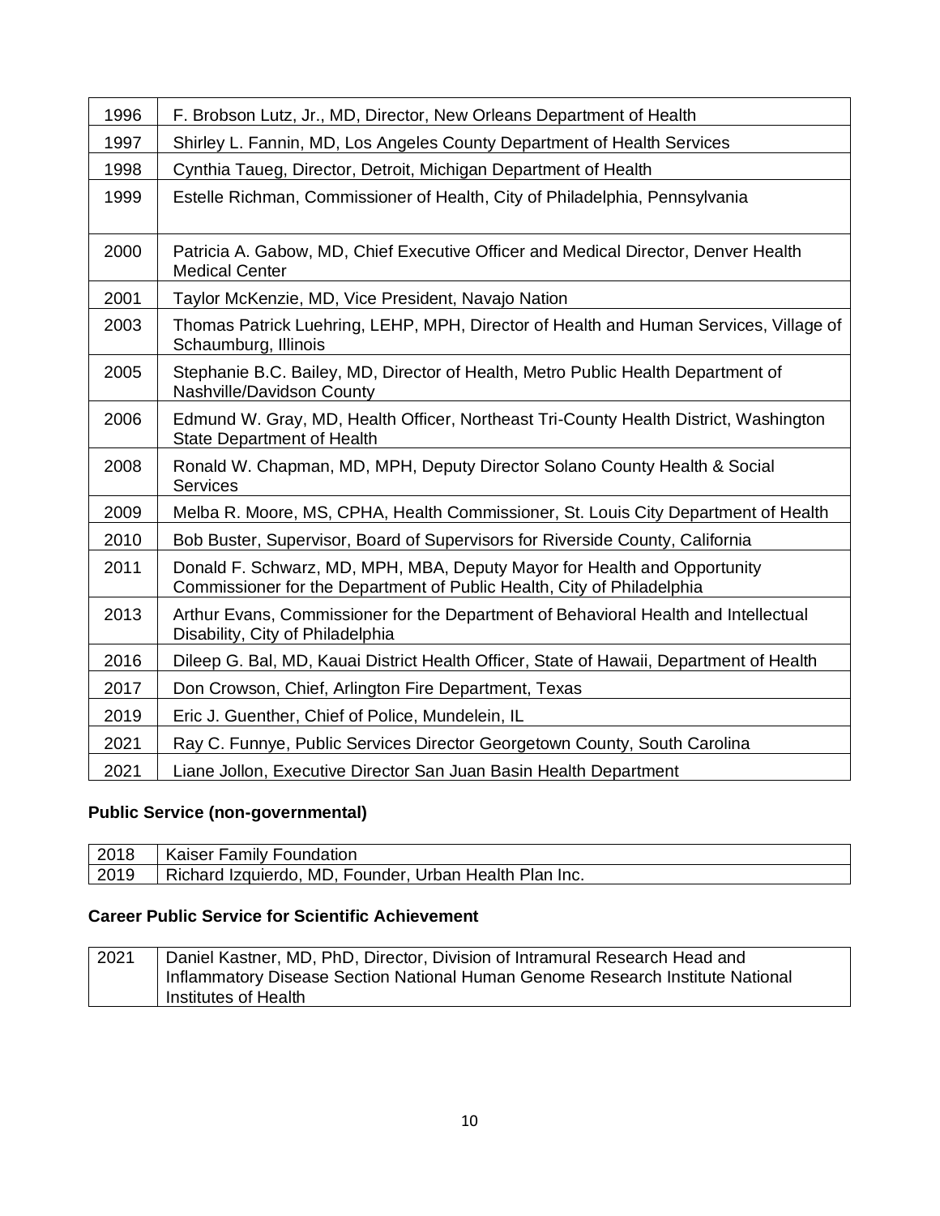| | |
|---|---|
| 1996 | F. Brobson Lutz, Jr., MD, Director, New Orleans Department of Health |
| 1997 | Shirley L. Fannin, MD, Los Angeles County Department of Health Services |
| 1998 | Cynthia Taueg, Director, Detroit, Michigan Department of Health |
| 1999 | Estelle Richman, Commissioner of Health, City of Philadelphia, Pennsylvania |
| 2000 | Patricia A. Gabow, MD, Chief Executive Officer and Medical Director, Denver Health Medical Center |
| 2001 | Taylor McKenzie, MD, Vice President, Navajo Nation |
| 2003 | Thomas Patrick Luehring, LEHP, MPH, Director of Health and Human Services, Village of Schaumburg, Illinois |
| 2005 | Stephanie B.C. Bailey, MD, Director of Health, Metro Public Health Department of Nashville/Davidson County |
| 2006 | Edmund W. Gray, MD, Health Officer, Northeast Tri-County Health District, Washington State Department of Health |
| 2008 | Ronald W. Chapman, MD, MPH, Deputy Director Solano County Health & Social Services |
| 2009 | Melba R. Moore, MS, CPHA, Health Commissioner, St. Louis City Department of Health |
| 2010 | Bob Buster, Supervisor, Board of Supervisors for Riverside County, California |
| 2011 | Donald F. Schwarz, MD, MPH, MBA, Deputy Mayor for Health and Opportunity Commissioner for the Department of Public Health, City of Philadelphia |
| 2013 | Arthur Evans, Commissioner for the Department of Behavioral Health and Intellectual Disability, City of Philadelphia |
| 2016 | Dileep G. Bal, MD, Kauai District Health Officer, State of Hawaii, Department of Health |
| 2017 | Don Crowson, Chief, Arlington Fire Department, Texas |
| 2019 | Eric J. Guenther, Chief of Police, Mundelein, IL |
| 2021 | Ray C. Funnye, Public Services Director Georgetown County, South Carolina |
| 2021 | Liane Jollon, Executive Director San Juan Basin Health Department |

**Public Service (non-governmental)**

| | |
|---|---|
| 2018 | Kaiser Family Foundation |
| 2019 | Richard Izquierdo, MD, Founder, Urban Health Plan Inc. |

**Career Public Service for Scientific Achievement**

| | |
|---|---|
| 2021 | Daniel Kastner, MD, PhD, Director, Division of Intramural Research Head and Inflammatory Disease Section National Human Genome Research Institute National Institutes of Health |